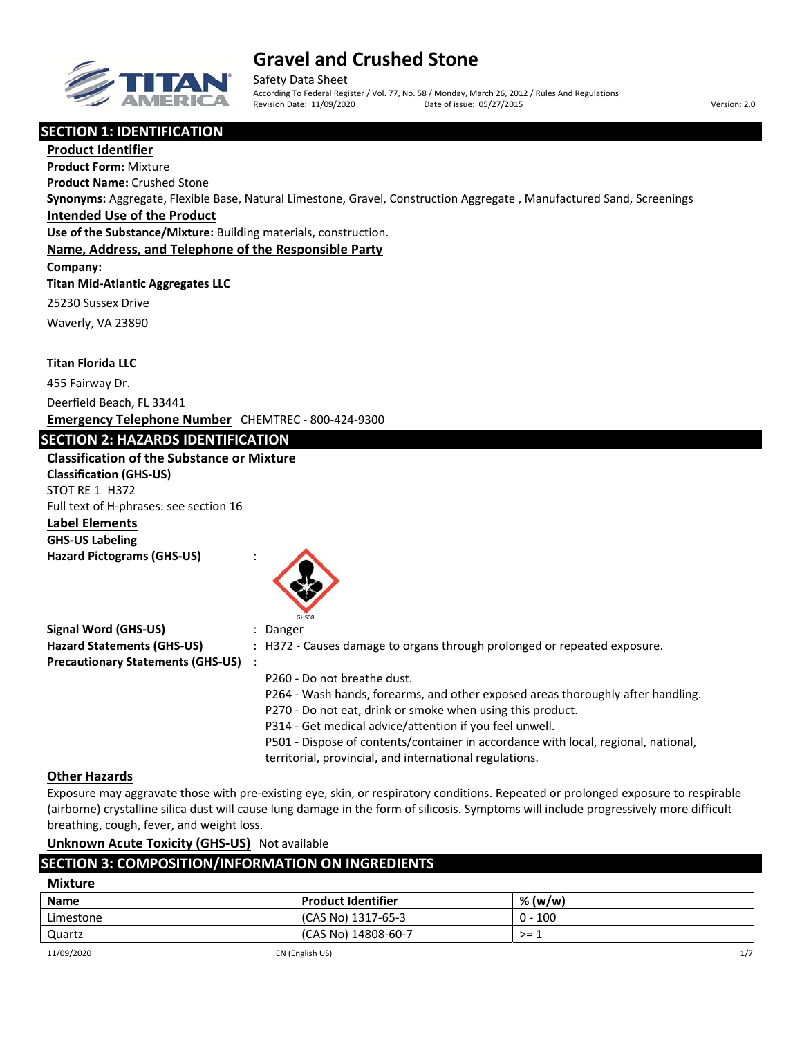# Gravel and Crushed Stone

Safety Data Sheet

According To Federal Register / Vol. 77, No. 58 / Monday, March 26, 2012 / Rules And Regulations

Revision Date: 11/09/2020 Date of issue: 05/27/2015 Version: 2.0

## SECTION 1: IDENTIFICATION

### Product Identifier

**Product Form:** Mixture

**Product Name:** Crushed Stone

**Synonyms:** Aggregate, Flexible Base, Natural Limestone, Gravel, Construction Aggregate , Manufactured Sand, Screenings

### Intended Use of the Product

**Use of the Substance/Mixture:** Building materials, construction.

### Name, Address, and Telephone of the Responsible Party

**Company:**

**Titan Mid-Atlantic Aggregates LLC**

25230 Sussex Drive

Waverly, VA 23890

**Titan Florida LLC**

455 Fairway Dr.

Deerfield Beach, FL 33441

**Emergency Telephone Number** CHEMTREC - 800-424-9300

## SECTION 2: HAZARDS IDENTIFICATION

### Classification of the Substance or Mixture

**Classification (GHS-US)**

STOT RE 1 H372

Full text of H-phrases: see section 16

### Label Elements

**GHS-US Labeling**

**Hazard Pictograms (GHS-US)** :

GHS08

**Signal Word (GHS-US)** : Danger

**Hazard Statements (GHS-US)** : H372 - Causes damage to organs through prolonged or repeated exposure.

**Precautionary Statements (GHS-US)** :

P260 - Do not breathe dust.

P264 - Wash hands, forearms, and other exposed areas thoroughly after handling.

P270 - Do not eat, drink or smoke when using this product.

P314 - Get medical advice/attention if you feel unwell.

P501 - Dispose of contents/container in accordance with local, regional, national, territorial, provincial, and international regulations.

### Other Hazards

Exposure may aggravate those with pre-existing eye, skin, or respiratory conditions. Repeated or prolonged exposure to respirable (airborne) crystalline silica dust will cause lung damage in the form of silicosis. Symptoms will include progressively more difficult breathing, cough, fever, and weight loss.

**Unknown Acute Toxicity (GHS-US)** Not available

## SECTION 3: COMPOSITION/INFORMATION ON INGREDIENTS

### Mixture

| Name | Product Identifier | % (w/w) |
|---|---|---|
| Limestone | (CAS No) 1317-65-3 | 0 - 100 |
| Quartz | (CAS No) 14808-60-7 | >= 1 |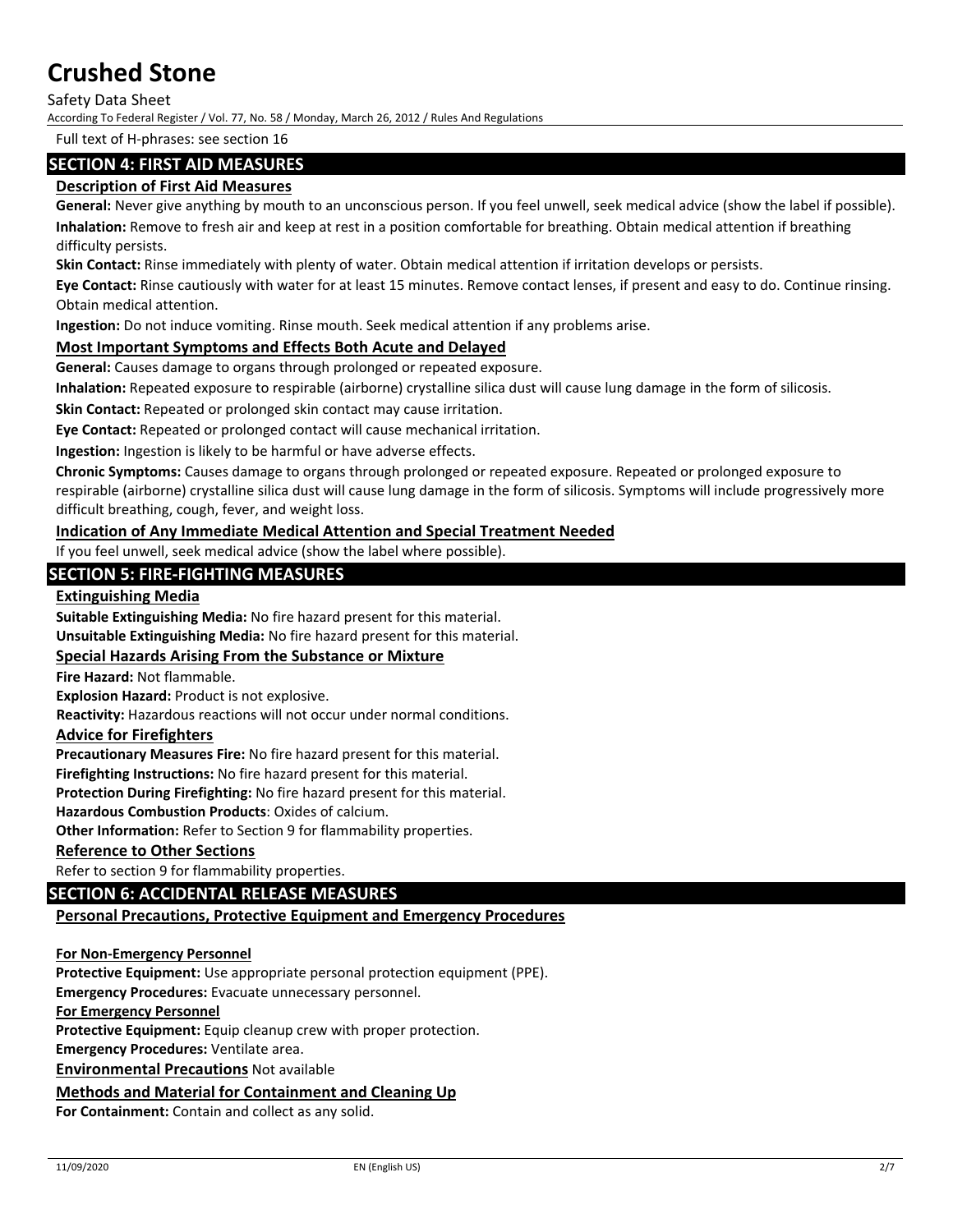Full text of H-phrases: see section 16

## SECTION 4: FIRST AID MEASURES

### Description of First Aid Measures

**General:** Never give anything by mouth to an unconscious person. If you feel unwell, seek medical advice (show the label if possible).

**Inhalation:** Remove to fresh air and keep at rest in a position comfortable for breathing. Obtain medical attention if breathing difficulty persists.

**Skin Contact:** Rinse immediately with plenty of water. Obtain medical attention if irritation develops or persists.

**Eye Contact:** Rinse cautiously with water for at least 15 minutes. Remove contact lenses, if present and easy to do. Continue rinsing. Obtain medical attention.

**Ingestion:** Do not induce vomiting. Rinse mouth. Seek medical attention if any problems arise.

### Most Important Symptoms and Effects Both Acute and Delayed

**General:** Causes damage to organs through prolonged or repeated exposure.

**Inhalation:** Repeated exposure to respirable (airborne) crystalline silica dust will cause lung damage in the form of silicosis.

**Skin Contact:** Repeated or prolonged skin contact may cause irritation.

**Eye Contact:** Repeated or prolonged contact will cause mechanical irritation.

**Ingestion:** Ingestion is likely to be harmful or have adverse effects.

**Chronic Symptoms:** Causes damage to organs through prolonged or repeated exposure. Repeated or prolonged exposure to respirable (airborne) crystalline silica dust will cause lung damage in the form of silicosis. Symptoms will include progressively more difficult breathing, cough, fever, and weight loss.

### Indication of Any Immediate Medical Attention and Special Treatment Needed

If you feel unwell, seek medical advice (show the label where possible).

## SECTION 5: FIRE-FIGHTING MEASURES

### Extinguishing Media

**Suitable Extinguishing Media:** No fire hazard present for this material.

**Unsuitable Extinguishing Media:** No fire hazard present for this material.

### Special Hazards Arising From the Substance or Mixture

**Fire Hazard:** Not flammable.

**Explosion Hazard:** Product is not explosive.

**Reactivity:** Hazardous reactions will not occur under normal conditions.

### Advice for Firefighters

**Precautionary Measures Fire:** No fire hazard present for this material.

**Firefighting Instructions:** No fire hazard present for this material.

**Protection During Firefighting:** No fire hazard present for this material.

**Hazardous Combustion Products**: Oxides of calcium.

**Other Information:** Refer to Section 9 for flammability properties.

### Reference to Other Sections

Refer to section 9 for flammability properties.

## SECTION 6: ACCIDENTAL RELEASE MEASURES

### Personal Precautions, Protective Equipment and Emergency Procedures

**For Non-Emergency Personnel**

**Protective Equipment:** Use appropriate personal protection equipment (PPE).

**Emergency Procedures:** Evacuate unnecessary personnel.

**For Emergency Personnel**

**Protective Equipment:** Equip cleanup crew with proper protection.

**Emergency Procedures:** Ventilate area.

**Environmental Precautions** Not available

### Methods and Material for Containment and Cleaning Up

**For Containment:** Contain and collect as any solid.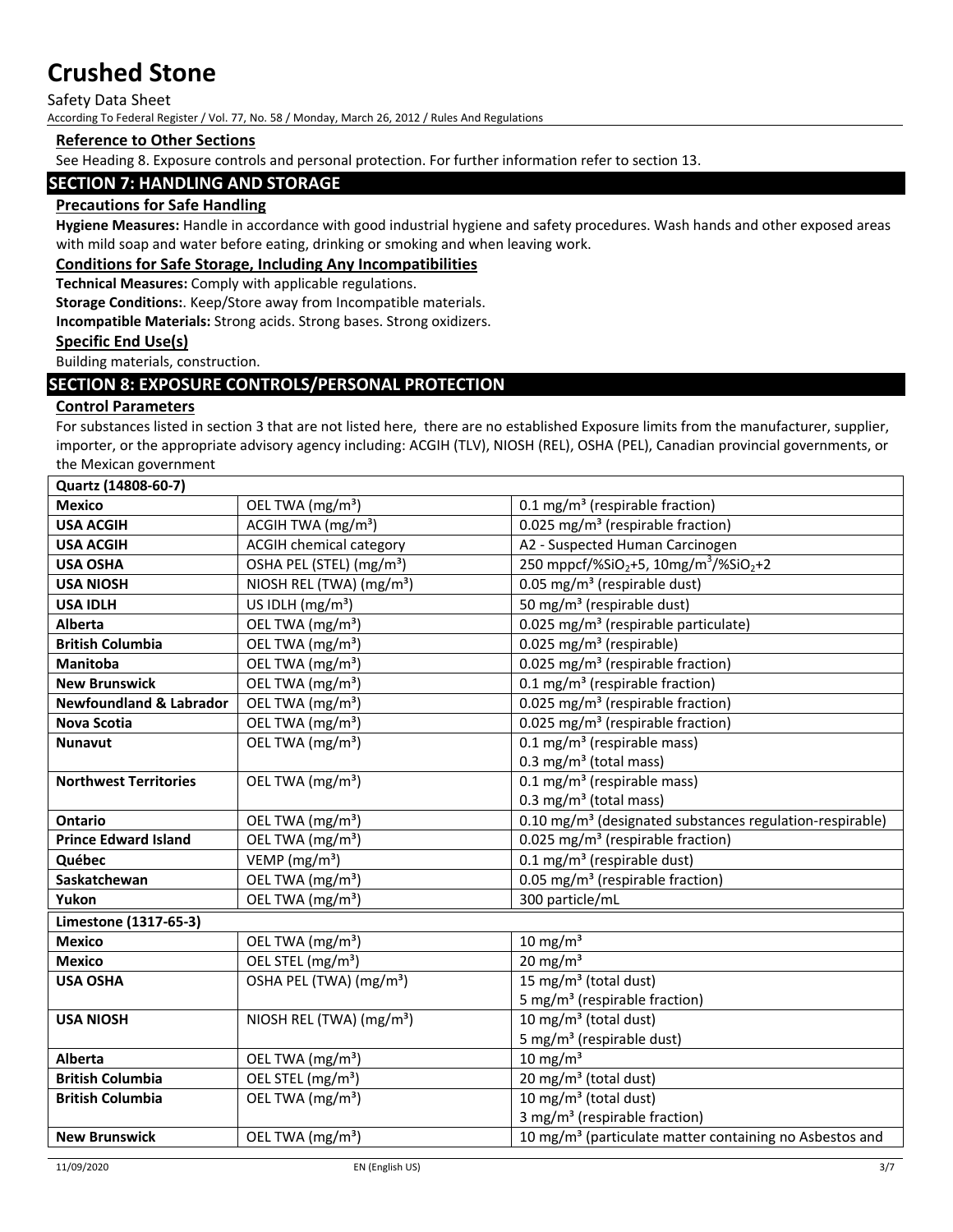### Reference to Other Sections

See Heading 8. Exposure controls and personal protection. For further information refer to section 13.

## SECTION 7: HANDLING AND STORAGE

### Precautions for Safe Handling

**Hygiene Measures:** Handle in accordance with good industrial hygiene and safety procedures. Wash hands and other exposed areas with mild soap and water before eating, drinking or smoking and when leaving work.

### Conditions for Safe Storage, Including Any Incompatibilities

**Technical Measures:** Comply with applicable regulations.

**Storage Conditions:**. Keep/Store away from Incompatible materials.

**Incompatible Materials:** Strong acids. Strong bases. Strong oxidizers.

### Specific End Use(s)

Building materials, construction.

## SECTION 8: EXPOSURE CONTROLS/PERSONAL PROTECTION

### Control Parameters

For substances listed in section 3 that are not listed here, there are no established Exposure limits from the manufacturer, supplier, importer, or the appropriate advisory agency including: ACGIH (TLV), NIOSH (REL), OSHA (PEL), Canadian provincial governments, or the Mexican government

| **Quartz (14808-60-7)** | | |
|---|---|---|
| **Mexico** | OEL TWA (mg/m³) | 0.1 mg/m³ (respirable fraction) |
| **USA ACGIH** | ACGIH TWA (mg/m³) | 0.025 mg/m³ (respirable fraction) |
| **USA ACGIH** | ACGIH chemical category | A2 - Suspected Human Carcinogen |
| **USA OSHA** | OSHA PEL (STEL) (mg/m³) | 250 mppcf/%$SiO_2$+5, 10mg/m³/%$SiO_2$+2 |
| **USA NIOSH** | NIOSH REL (TWA) (mg/m³) | 0.05 mg/m³ (respirable dust) |
| **USA IDLH** | US IDLH (mg/m³) | 50 mg/m³ (respirable dust) |
| **Alberta** | OEL TWA (mg/m³) | 0.025 mg/m³ (respirable particulate) |
| **British Columbia** | OEL TWA (mg/m³) | 0.025 mg/m³ (respirable) |
| **Manitoba** | OEL TWA (mg/m³) | 0.025 mg/m³ (respirable fraction) |
| **New Brunswick** | OEL TWA (mg/m³) | 0.1 mg/m³ (respirable fraction) |
| **Newfoundland & Labrador** | OEL TWA (mg/m³) | 0.025 mg/m³ (respirable fraction) |
| **Nova Scotia** | OEL TWA (mg/m³) | 0.025 mg/m³ (respirable fraction) |
| **Nunavut** | OEL TWA (mg/m³) | 0.1 mg/m³ (respirable mass)<br>0.3 mg/m³ (total mass) |
| **Northwest Territories** | OEL TWA (mg/m³) | 0.1 mg/m³ (respirable mass)<br>0.3 mg/m³ (total mass) |
| **Ontario** | OEL TWA (mg/m³) | 0.10 mg/m³ (designated substances regulation-respirable) |
| **Prince Edward Island** | OEL TWA (mg/m³) | 0.025 mg/m³ (respirable fraction) |
| **Québec** | VEMP (mg/m³) | 0.1 mg/m³ (respirable dust) |
| **Saskatchewan** | OEL TWA (mg/m³) | 0.05 mg/m³ (respirable fraction) |
| **Yukon** | OEL TWA (mg/m³) | 300 particle/mL |

| **Limestone (1317-65-3)** | | |
|---|---|---|
| **Mexico** | OEL TWA (mg/m³) | 10 mg/m³ |
| **Mexico** | OEL STEL (mg/m³) | 20 mg/m³ |
| **USA OSHA** | OSHA PEL (TWA) (mg/m³) | 15 mg/m³ (total dust)<br>5 mg/m³ (respirable fraction) |
| **USA NIOSH** | NIOSH REL (TWA) (mg/m³) | 10 mg/m³ (total dust)<br>5 mg/m³ (respirable dust) |
| **Alberta** | OEL TWA (mg/m³) | 10 mg/m³ |
| **British Columbia** | OEL STEL (mg/m³) | 20 mg/m³ (total dust) |
| **British Columbia** | OEL TWA (mg/m³) | 10 mg/m³ (total dust)<br>3 mg/m³ (respirable fraction) |
| **New Brunswick** | OEL TWA (mg/m³) | 10 mg/m³ (particulate matter containing no Asbestos and |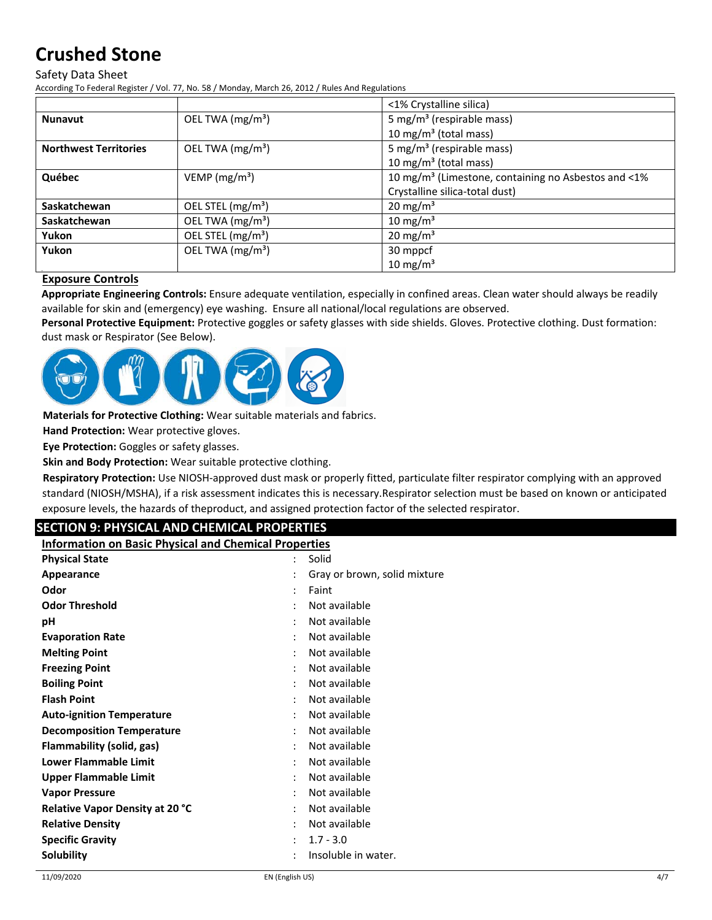| | | <1% Crystalline silica) |
|---|---|---|
| **Nunavut** | OEL TWA (mg/m³) | 5 mg/m³ (respirable mass)<br>10 mg/m³ (total mass) |
| **Northwest Territories** | OEL TWA (mg/m³) | 5 mg/m³ (respirable mass)<br>10 mg/m³ (total mass) |
| **Québec** | VEMP (mg/m³) | 10 mg/m³ (Limestone, containing no Asbestos and <1% Crystalline silica-total dust) |
| **Saskatchewan** | OEL STEL (mg/m³) | 20 mg/m³ |
| **Saskatchewan** | OEL TWA (mg/m³) | 10 mg/m³ |
| **Yukon** | OEL STEL (mg/m³) | 20 mg/m³ |
| **Yukon** | OEL TWA (mg/m³) | 30 mppcf<br>10 mg/m³ |

## Exposure Controls

**Appropriate Engineering Controls:** Ensure adequate ventilation, especially in confined areas. Clean water should always be readily available for skin and (emergency) eye washing. Ensure all national/local regulations are observed.

**Personal Protective Equipment:** Protective goggles or safety glasses with side shields. Gloves. Protective clothing. Dust formation: dust mask or Respirator (See Below).

**Materials for Protective Clothing:** Wear suitable materials and fabrics.

**Hand Protection:** Wear protective gloves.

**Eye Protection:** Goggles or safety glasses.

**Skin and Body Protection:** Wear suitable protective clothing.

**Respiratory Protection:** Use NIOSH-approved dust mask or properly fitted, particulate filter respirator complying with an approved standard (NIOSH/MSHA), if a risk assessment indicates this is necessary.Respirator selection must be based on known or anticipated exposure levels, the hazards of theproduct, and assigned protection factor of the selected respirator.

# SECTION 9: PHYSICAL AND CHEMICAL PROPERTIES

## Information on Basic Physical and Chemical Properties

| | |
|---|---|
| **Physical State** | : Solid |
| **Appearance** | : Gray or brown, solid mixture |
| **Odor** | : Faint |
| **Odor Threshold** | : Not available |
| **pH** | : Not available |
| **Evaporation Rate** | : Not available |
| **Melting Point** | : Not available |
| **Freezing Point** | : Not available |
| **Boiling Point** | : Not available |
| **Flash Point** | : Not available |
| **Auto-ignition Temperature** | : Not available |
| **Decomposition Temperature** | : Not available |
| **Flammability (solid, gas)** | : Not available |
| **Lower Flammable Limit** | : Not available |
| **Upper Flammable Limit** | : Not available |
| **Vapor Pressure** | : Not available |
| **Relative Vapor Density at 20 °C** | : Not available |
| **Relative Density** | : Not available |
| **Specific Gravity** | : 1.7 - 3.0 |
| **Solubility** | : Insoluble in water. |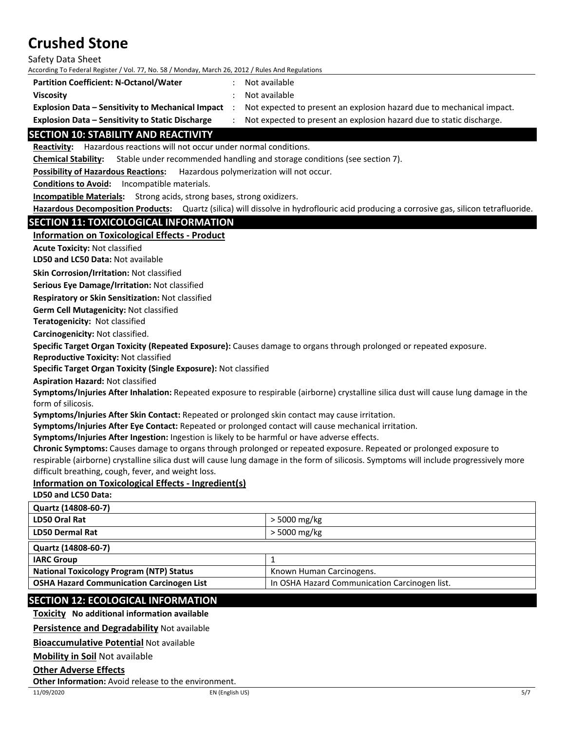| | | |
|---|---|---|
| **Partition Coefficient: N-Octanol/Water** | : | Not available |
| **Viscosity** | : | Not available |
| **Explosion Data – Sensitivity to Mechanical Impact** | : | Not expected to present an explosion hazard due to mechanical impact. |
| **Explosion Data – Sensitivity to Static Discharge** | : | Not expected to present an explosion hazard due to static discharge. |

## SECTION 10: STABILITY AND REACTIVITY

**Reactivity:** Hazardous reactions will not occur under normal conditions.

**Chemical Stability:** Stable under recommended handling and storage conditions (see section 7).

**Possibility of Hazardous Reactions:** Hazardous polymerization will not occur.

**Conditions to Avoid:** Incompatible materials.

**Incompatible Materials:** Strong acids, strong bases, strong oxidizers.

**Hazardous Decomposition Products:** Quartz (silica) will dissolve in hydroflouric acid producing a corrosive gas, silicon tetrafluoride.

## SECTION 11: TOXICOLOGICAL INFORMATION

### Information on Toxicological Effects - Product

**Acute Toxicity:** Not classified

**LD50 and LC50 Data:** Not available

**Skin Corrosion/Irritation:** Not classified

**Serious Eye Damage/Irritation:** Not classified

**Respiratory or Skin Sensitization:** Not classified

**Germ Cell Mutagenicity:** Not classified

**Teratogenicity:** Not classified

**Carcinogenicity:** Not classified.

**Specific Target Organ Toxicity (Repeated Exposure):** Causes damage to organs through prolonged or repeated exposure.

**Reproductive Toxicity:** Not classified

**Specific Target Organ Toxicity (Single Exposure):** Not classified

**Aspiration Hazard:** Not classified

**Symptoms/Injuries After Inhalation:** Repeated exposure to respirable (airborne) crystalline silica dust will cause lung damage in the form of silicosis.

**Symptoms/Injuries After Skin Contact:** Repeated or prolonged skin contact may cause irritation.

**Symptoms/Injuries After Eye Contact:** Repeated or prolonged contact will cause mechanical irritation.

**Symptoms/Injuries After Ingestion:** Ingestion is likely to be harmful or have adverse effects.

**Chronic Symptoms:** Causes damage to organs through prolonged or repeated exposure. Repeated or prolonged exposure to respirable (airborne) crystalline silica dust will cause lung damage in the form of silicosis. Symptoms will include progressively more difficult breathing, cough, fever, and weight loss.

### Information on Toxicological Effects - Ingredient(s)

**LD50 and LC50 Data:**

| **Quartz (14808-60-7)** | |
|---|---|
| **LD50 Oral Rat** | > 5000 mg/kg |
| **LD50 Dermal Rat** | > 5000 mg/kg |

| **Quartz (14808-60-7)** | |
|---|---|
| **IARC Group** | 1 |
| **National Toxicology Program (NTP) Status** | Known Human Carcinogens. |
| **OSHA Hazard Communication Carcinogen List** | In OSHA Hazard Communication Carcinogen list. |

## SECTION 12: ECOLOGICAL INFORMATION

**Toxicity** **No additional information available**

**Persistence and Degradability** Not available

**Bioaccumulative Potential** Not available

**Mobility in Soil** Not available

**Other Adverse Effects**

**Other Information:** Avoid release to the environment.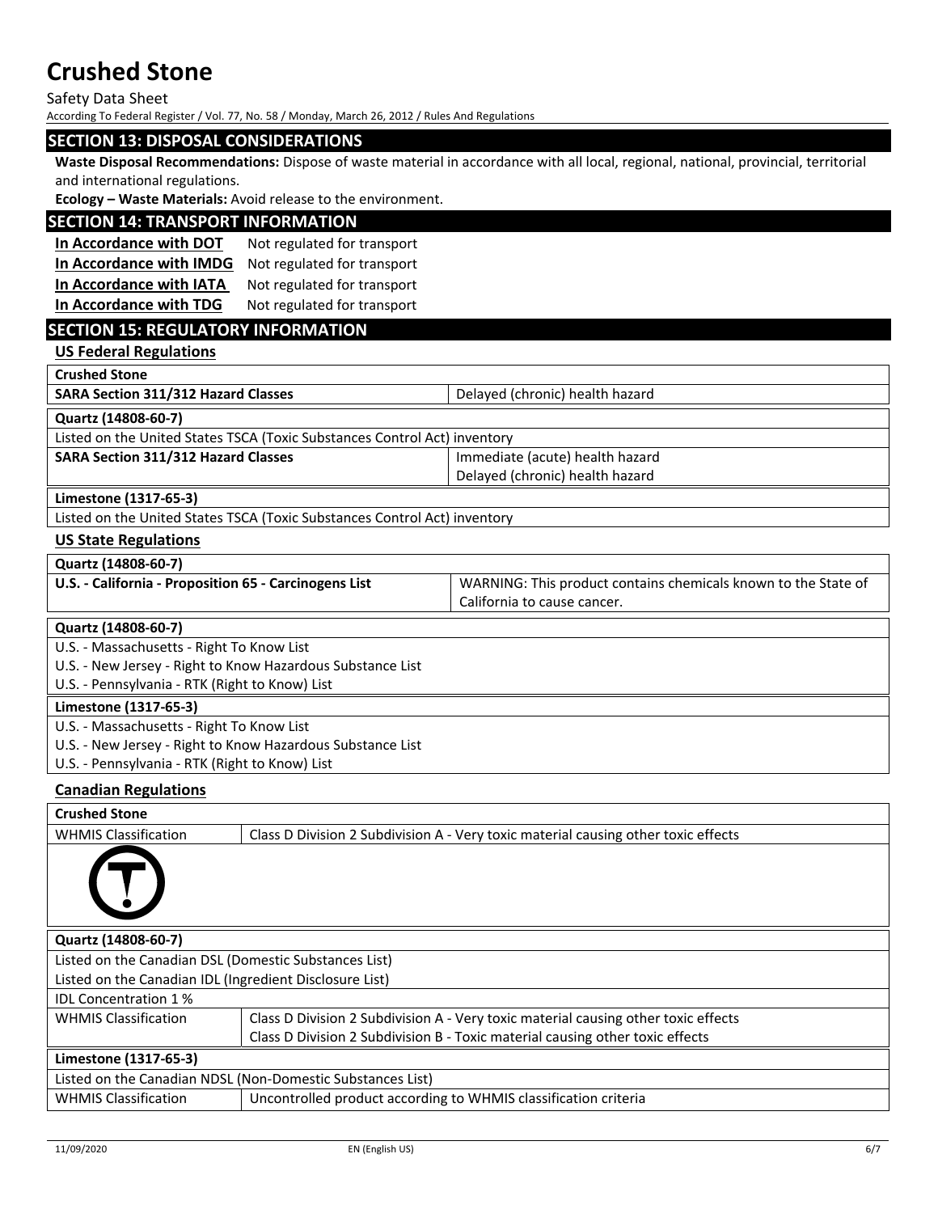## SECTION 13: DISPOSAL CONSIDERATIONS

**Waste Disposal Recommendations:** Dispose of waste material in accordance with all local, regional, national, provincial, territorial and international regulations.

**Ecology – Waste Materials:** Avoid release to the environment.

## SECTION 14: TRANSPORT INFORMATION

| | |
|---|---|
| **In Accordance with DOT** | Not regulated for transport |
| **In Accordance with IMDG** | Not regulated for transport |
| **In Accordance with IATA** | Not regulated for transport |
| **In Accordance with TDG** | Not regulated for transport |

## SECTION 15: REGULATORY INFORMATION

### US Federal Regulations

| **Crushed Stone** | |
|---|---|
| **SARA Section 311/312 Hazard Classes** | Delayed (chronic) health hazard |

| **Quartz (14808-60-7)** | |
|---|---|
| Listed on the United States TSCA (Toxic Substances Control Act) inventory | |
| **SARA Section 311/312 Hazard Classes** | Immediate (acute) health hazard<br>Delayed (chronic) health hazard |

| **Limestone (1317-65-3)** |
|---|
| Listed on the United States TSCA (Toxic Substances Control Act) inventory |

### US State Regulations

| **Quartz (14808-60-7)** | |
|---|---|
| **U.S. - California - Proposition 65 - Carcinogens List** | WARNING: This product contains chemicals known to the State of California to cause cancer. |

| **Quartz (14808-60-7)** |
|---|
| U.S. - Massachusetts - Right To Know List |
| U.S. - New Jersey - Right to Know Hazardous Substance List |
| U.S. - Pennsylvania - RTK (Right to Know) List |
| **Limestone (1317-65-3)** |
| U.S. - Massachusetts - Right To Know List |
| U.S. - New Jersey - Right to Know Hazardous Substance List |
| U.S. - Pennsylvania - RTK (Right to Know) List |

### Canadian Regulations

| **Crushed Stone** | |
|---|---|
| WHMIS Classification | Class D Division 2 Subdivision A - Very toxic material causing other toxic effects |

| **Quartz (14808-60-7)** | |
|---|---|
| Listed on the Canadian DSL (Domestic Substances List) | |
| Listed on the Canadian IDL (Ingredient Disclosure List) | |
| IDL Concentration 1 % | |
| WHMIS Classification | Class D Division 2 Subdivision A - Very toxic material causing other toxic effects<br>Class D Division 2 Subdivision B - Toxic material causing other toxic effects |

| **Limestone (1317-65-3)** | |
|---|---|
| Listed on the Canadian NDSL (Non-Domestic Substances List) | |
| WHMIS Classification | Uncontrolled product according to WHMIS classification criteria |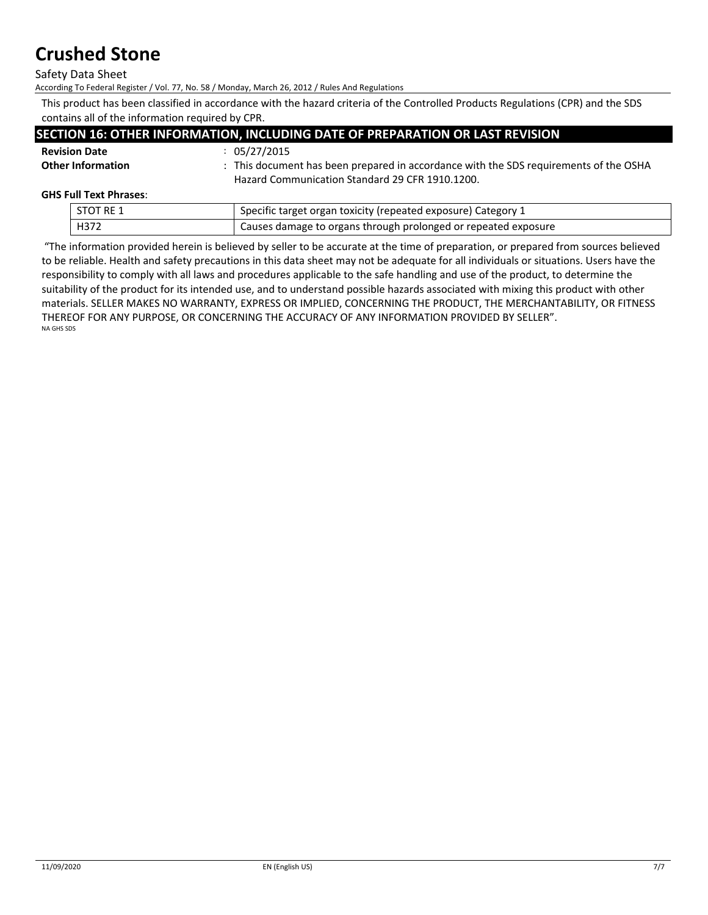This product has been classified in accordance with the hazard criteria of the Controlled Products Regulations (CPR) and the SDS contains all of the information required by CPR.

## SECTION 16: OTHER INFORMATION, INCLUDING DATE OF PREPARATION OR LAST REVISION

**Revision Date** : 05/27/2015

**Other Information** : This document has been prepared in accordance with the SDS requirements of the OSHA Hazard Communication Standard 29 CFR 1910.1200.

**GHS Full Text Phrases**:

| | |
|---|---|
| STOT RE 1 | Specific target organ toxicity (repeated exposure) Category 1 |
| H372 | Causes damage to organs through prolonged or repeated exposure |

"The information provided herein is believed by seller to be accurate at the time of preparation, or prepared from sources believed to be reliable. Health and safety precautions in this data sheet may not be adequate for all individuals or situations. Users have the responsibility to comply with all laws and procedures applicable to the safe handling and use of the product, to determine the suitability of the product for its intended use, and to understand possible hazards associated with mixing this product with other materials. SELLER MAKES NO WARRANTY, EXPRESS OR IMPLIED, CONCERNING THE PRODUCT, THE MERCHANTABILITY, OR FITNESS THEREOF FOR ANY PURPOSE, OR CONCERNING THE ACCURACY OF ANY INFORMATION PROVIDED BY SELLER".

NA GHS SDS